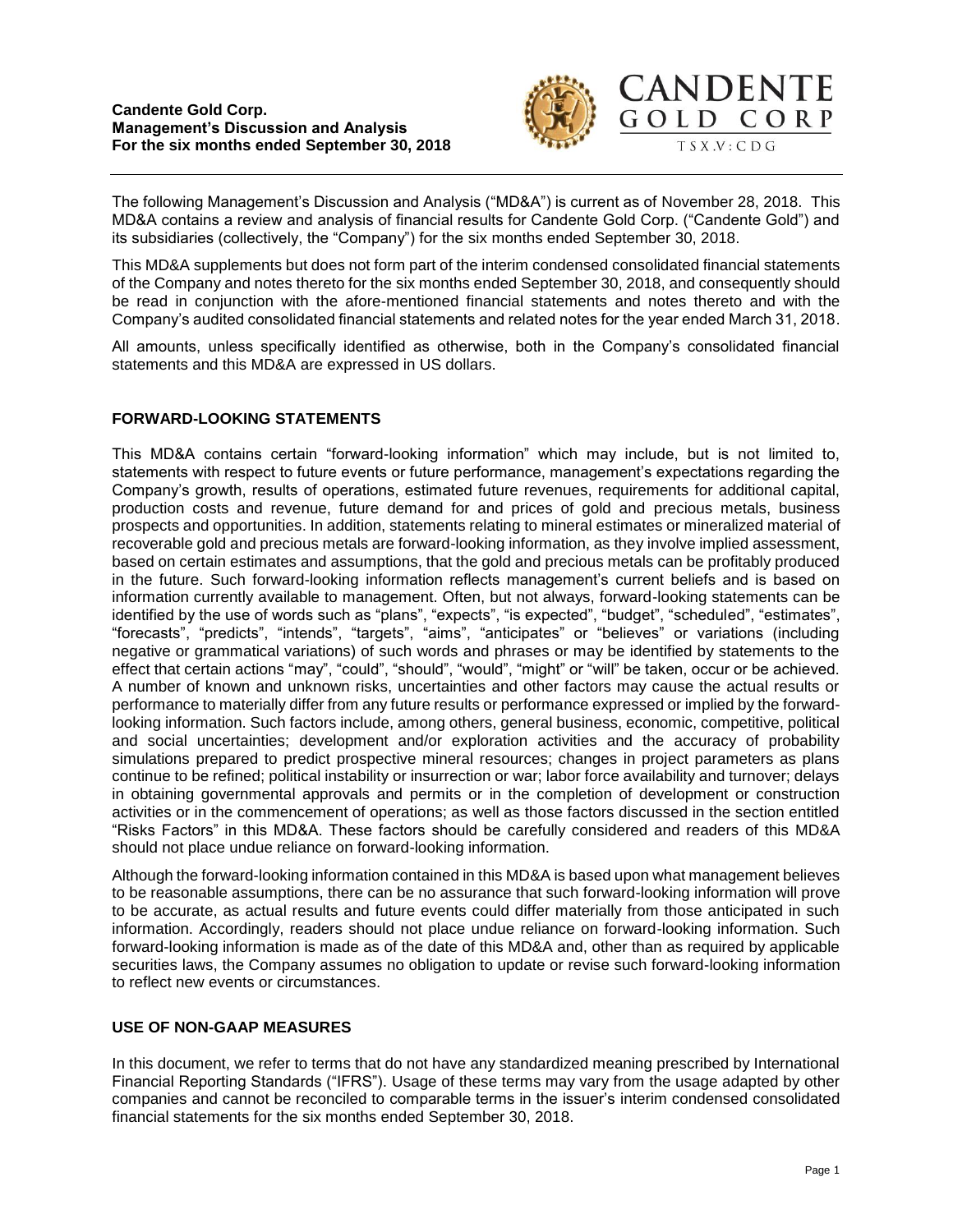**Candente Gold Corp.**
**Management's Discussion and Analysis**
**For the six months ended September 30, 2018**

The following Management's Discussion and Analysis ("MD&A") is current as of November 28, 2018. This MD&A contains a review and analysis of financial results for Candente Gold Corp. ("Candente Gold") and its subsidiaries (collectively, the "Company") for the six months ended September 30, 2018.

This MD&A supplements but does not form part of the interim condensed consolidated financial statements of the Company and notes thereto for the six months ended September 30, 2018, and consequently should be read in conjunction with the afore-mentioned financial statements and notes thereto and with the Company's audited consolidated financial statements and related notes for the year ended March 31, 2018.

All amounts, unless specifically identified as otherwise, both in the Company's consolidated financial statements and this MD&A are expressed in US dollars.

## FORWARD-LOOKING STATEMENTS

This MD&A contains certain "forward-looking information" which may include, but is not limited to, statements with respect to future events or future performance, management's expectations regarding the Company's growth, results of operations, estimated future revenues, requirements for additional capital, production costs and revenue, future demand for and prices of gold and precious metals, business prospects and opportunities. In addition, statements relating to mineral estimates or mineralized material of recoverable gold and precious metals are forward-looking information, as they involve implied assessment, based on certain estimates and assumptions, that the gold and precious metals can be profitably produced in the future. Such forward-looking information reflects management's current beliefs and is based on information currently available to management. Often, but not always, forward-looking statements can be identified by the use of words such as "plans", "expects", "is expected", "budget", "scheduled", "estimates", "forecasts", "predicts", "intends", "targets", "aims", "anticipates" or "believes" or variations (including negative or grammatical variations) of such words and phrases or may be identified by statements to the effect that certain actions "may", "could", "should", "would", "might" or "will" be taken, occur or be achieved. A number of known and unknown risks, uncertainties and other factors may cause the actual results or performance to materially differ from any future results or performance expressed or implied by the forward-looking information. Such factors include, among others, general business, economic, competitive, political and social uncertainties; development and/or exploration activities and the accuracy of probability simulations prepared to predict prospective mineral resources; changes in project parameters as plans continue to be refined; political instability or insurrection or war; labor force availability and turnover; delays in obtaining governmental approvals and permits or in the completion of development or construction activities or in the commencement of operations; as well as those factors discussed in the section entitled "Risks Factors" in this MD&A. These factors should be carefully considered and readers of this MD&A should not place undue reliance on forward-looking information.

Although the forward-looking information contained in this MD&A is based upon what management believes to be reasonable assumptions, there can be no assurance that such forward-looking information will prove to be accurate, as actual results and future events could differ materially from those anticipated in such information. Accordingly, readers should not place undue reliance on forward-looking information. Such forward-looking information is made as of the date of this MD&A and, other than as required by applicable securities laws, the Company assumes no obligation to update or revise such forward-looking information to reflect new events or circumstances.

## USE OF NON-GAAP MEASURES

In this document, we refer to terms that do not have any standardized meaning prescribed by International Financial Reporting Standards ("IFRS"). Usage of these terms may vary from the usage adapted by other companies and cannot be reconciled to comparable terms in the issuer's interim condensed consolidated financial statements for the six months ended September 30, 2018.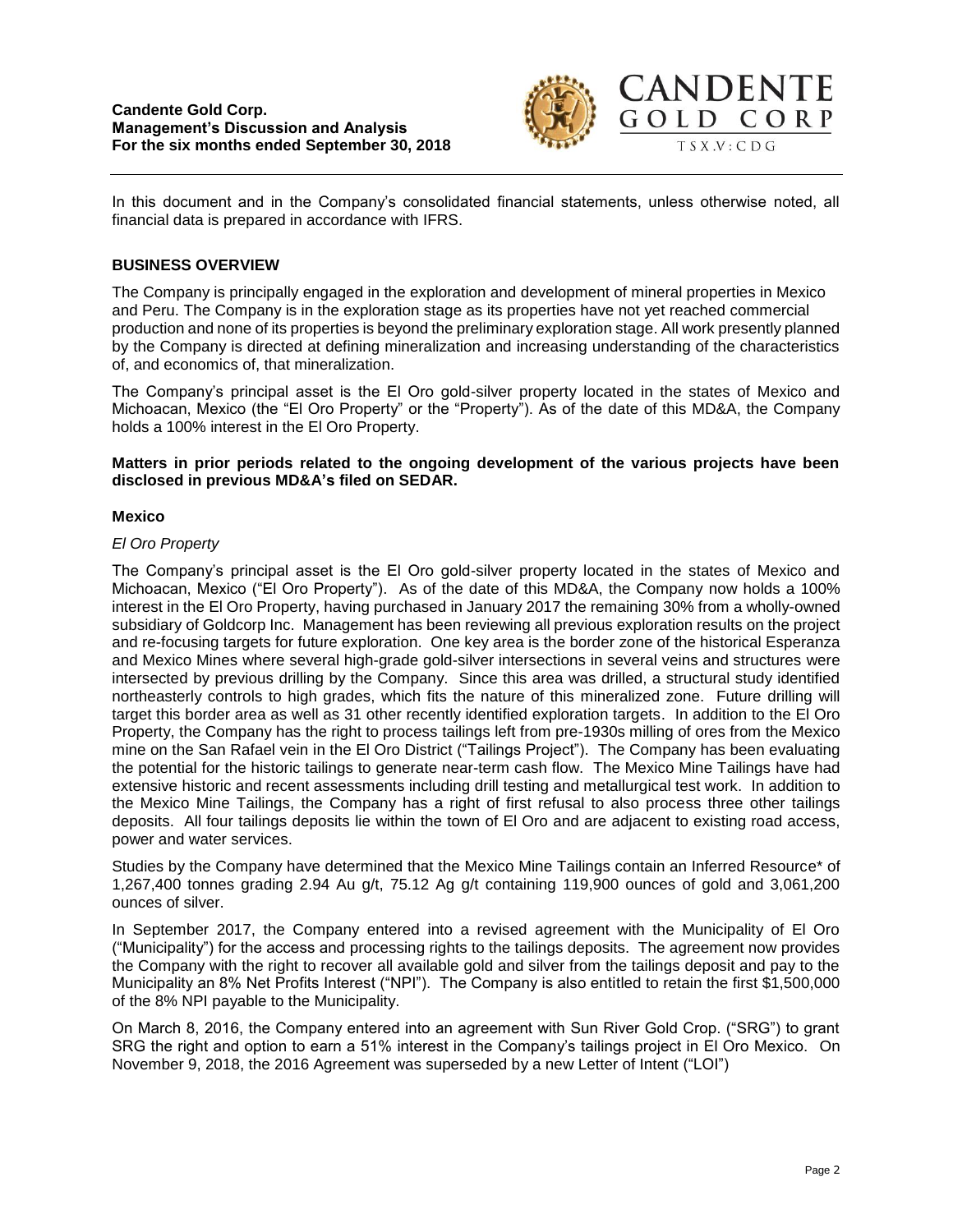In this document and in the Company's consolidated financial statements, unless otherwise noted, all financial data is prepared in accordance with IFRS.

## BUSINESS OVERVIEW

The Company is principally engaged in the exploration and development of mineral properties in Mexico and Peru. The Company is in the exploration stage as its properties have not yet reached commercial production and none of its properties is beyond the preliminary exploration stage. All work presently planned by the Company is directed at defining mineralization and increasing understanding of the characteristics of, and economics of, that mineralization.

The Company's principal asset is the El Oro gold-silver property located in the states of Mexico and Michoacan, Mexico (the "El Oro Property" or the "Property"). As of the date of this MD&A, the Company holds a 100% interest in the El Oro Property.

**Matters in prior periods related to the ongoing development of the various projects have been disclosed in previous MD&A's filed on SEDAR.**

### Mexico

*El Oro Property*

The Company's principal asset is the El Oro gold-silver property located in the states of Mexico and Michoacan, Mexico ("El Oro Property"). As of the date of this MD&A, the Company now holds a 100% interest in the El Oro Property, having purchased in January 2017 the remaining 30% from a wholly-owned subsidiary of Goldcorp Inc. Management has been reviewing all previous exploration results on the project and re-focusing targets for future exploration. One key area is the border zone of the historical Esperanza and Mexico Mines where several high-grade gold-silver intersections in several veins and structures were intersected by previous drilling by the Company. Since this area was drilled, a structural study identified northeasterly controls to high grades, which fits the nature of this mineralized zone. Future drilling will target this border area as well as 31 other recently identified exploration targets. In addition to the El Oro Property, the Company has the right to process tailings left from pre-1930s milling of ores from the Mexico mine on the San Rafael vein in the El Oro District ("Tailings Project"). The Company has been evaluating the potential for the historic tailings to generate near-term cash flow. The Mexico Mine Tailings have had extensive historic and recent assessments including drill testing and metallurgical test work. In addition to the Mexico Mine Tailings, the Company has a right of first refusal to also process three other tailings deposits. All four tailings deposits lie within the town of El Oro and are adjacent to existing road access, power and water services.

Studies by the Company have determined that the Mexico Mine Tailings contain an Inferred Resource* of 1,267,400 tonnes grading 2.94 Au g/t, 75.12 Ag g/t containing 119,900 ounces of gold and 3,061,200 ounces of silver.

In September 2017, the Company entered into a revised agreement with the Municipality of El Oro ("Municipality") for the access and processing rights to the tailings deposits. The agreement now provides the Company with the right to recover all available gold and silver from the tailings deposit and pay to the Municipality an 8% Net Profits Interest ("NPI"). The Company is also entitled to retain the first $1,500,000 of the 8% NPI payable to the Municipality.

On March 8, 2016, the Company entered into an agreement with Sun River Gold Crop. ("SRG") to grant SRG the right and option to earn a 51% interest in the Company's tailings project in El Oro Mexico. On November 9, 2018, the 2016 Agreement was superseded by a new Letter of Intent ("LOI")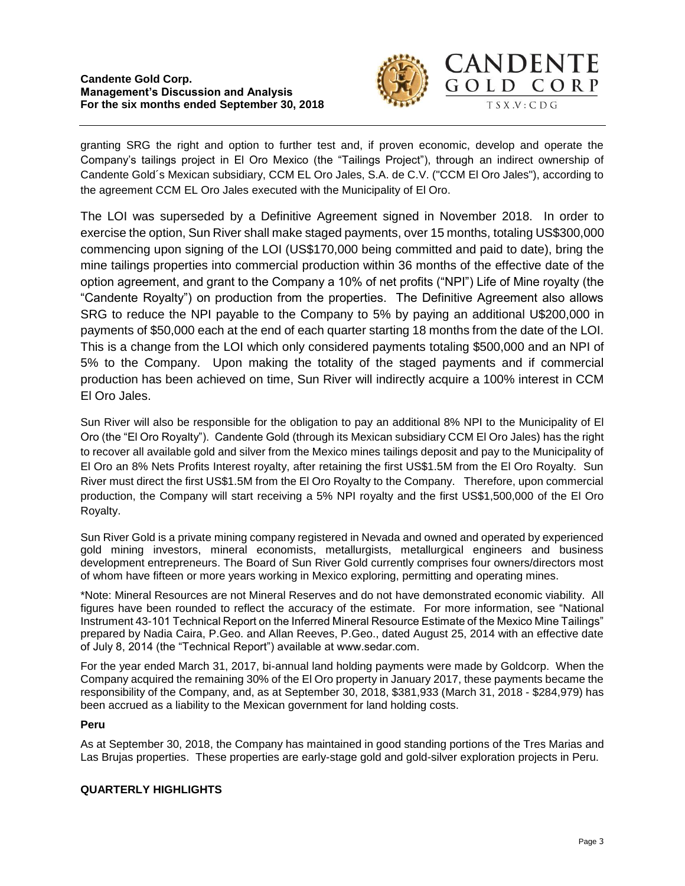granting SRG the right and option to further test and, if proven economic, develop and operate the Company's tailings project in El Oro Mexico (the "Tailings Project"), through an indirect ownership of Candente Gold´s Mexican subsidiary, CCM EL Oro Jales, S.A. de C.V. ("CCM El Oro Jales"), according to the agreement CCM EL Oro Jales executed with the Municipality of El Oro.

The LOI was superseded by a Definitive Agreement signed in November 2018. In order to exercise the option, Sun River shall make staged payments, over 15 months, totaling US$300,000 commencing upon signing of the LOI (US$170,000 being committed and paid to date), bring the mine tailings properties into commercial production within 36 months of the effective date of the option agreement, and grant to the Company a 10% of net profits ("NPI") Life of Mine royalty (the "Candente Royalty") on production from the properties. The Definitive Agreement also allows SRG to reduce the NPI payable to the Company to 5% by paying an additional U$200,000 in payments of $50,000 each at the end of each quarter starting 18 months from the date of the LOI. This is a change from the LOI which only considered payments totaling $500,000 and an NPI of 5% to the Company. Upon making the totality of the staged payments and if commercial production has been achieved on time, Sun River will indirectly acquire a 100% interest in CCM El Oro Jales.

Sun River will also be responsible for the obligation to pay an additional 8% NPI to the Municipality of El Oro (the "El Oro Royalty"). Candente Gold (through its Mexican subsidiary CCM El Oro Jales) has the right to recover all available gold and silver from the Mexico mines tailings deposit and pay to the Municipality of El Oro an 8% Nets Profits Interest royalty, after retaining the first US$1.5M from the El Oro Royalty. Sun River must direct the first US$1.5M from the El Oro Royalty to the Company. Therefore, upon commercial production, the Company will start receiving a 5% NPI royalty and the first US$1,500,000 of the El Oro Royalty.

Sun River Gold is a private mining company registered in Nevada and owned and operated by experienced gold mining investors, mineral economists, metallurgists, metallurgical engineers and business development entrepreneurs. The Board of Sun River Gold currently comprises four owners/directors most of whom have fifteen or more years working in Mexico exploring, permitting and operating mines.

*Note: Mineral Resources are not Mineral Reserves and do not have demonstrated economic viability. All figures have been rounded to reflect the accuracy of the estimate. For more information, see "National Instrument 43-101 Technical Report on the Inferred Mineral Resource Estimate of the Mexico Mine Tailings" prepared by Nadia Caira, P.Geo. and Allan Reeves, P.Geo., dated August 25, 2014 with an effective date of July 8, 2014 (the "Technical Report") available at www.sedar.com.

For the year ended March 31, 2017, bi-annual land holding payments were made by Goldcorp. When the Company acquired the remaining 30% of the El Oro property in January 2017, these payments became the responsibility of the Company, and, as at September 30, 2018, $381,933 (March 31, 2018 - $284,979) has been accrued as a liability to the Mexican government for land holding costs.

**Peru**

As at September 30, 2018, the Company has maintained in good standing portions of the Tres Marias and Las Brujas properties. These properties are early-stage gold and gold-silver exploration projects in Peru.

## QUARTERLY HIGHLIGHTS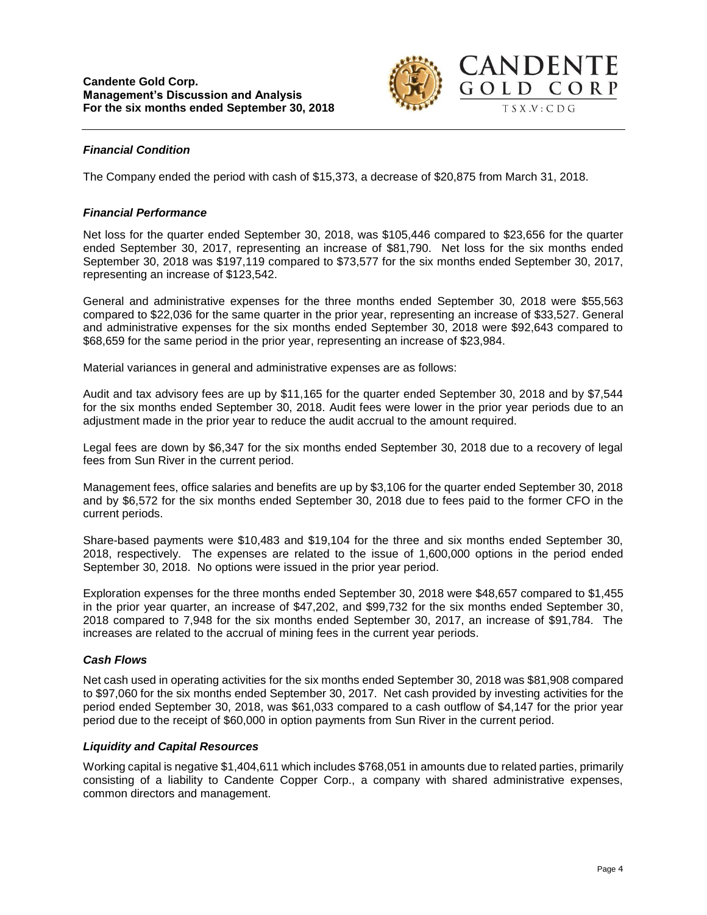### *Financial Condition*

The Company ended the period with cash of $15,373, a decrease of $20,875 from March 31, 2018.

### *Financial Performance*

Net loss for the quarter ended September 30, 2018, was $105,446 compared to $23,656 for the quarter ended September 30, 2017, representing an increase of $81,790. Net loss for the six months ended September 30, 2018 was $197,119 compared to $73,577 for the six months ended September 30, 2017, representing an increase of $123,542.

General and administrative expenses for the three months ended September 30, 2018 were $55,563 compared to $22,036 for the same quarter in the prior year, representing an increase of $33,527. General and administrative expenses for the six months ended September 30, 2018 were $92,643 compared to $68,659 for the same period in the prior year, representing an increase of $23,984.

Material variances in general and administrative expenses are as follows:

Audit and tax advisory fees are up by $11,165 for the quarter ended September 30, 2018 and by $7,544 for the six months ended September 30, 2018. Audit fees were lower in the prior year periods due to an adjustment made in the prior year to reduce the audit accrual to the amount required.

Legal fees are down by $6,347 for the six months ended September 30, 2018 due to a recovery of legal fees from Sun River in the current period.

Management fees, office salaries and benefits are up by $3,106 for the quarter ended September 30, 2018 and by $6,572 for the six months ended September 30, 2018 due to fees paid to the former CFO in the current periods.

Share-based payments were $10,483 and $19,104 for the three and six months ended September 30, 2018, respectively. The expenses are related to the issue of 1,600,000 options in the period ended September 30, 2018. No options were issued in the prior year period.

Exploration expenses for the three months ended September 30, 2018 were $48,657 compared to $1,455 in the prior year quarter, an increase of $47,202, and $99,732 for the six months ended September 30, 2018 compared to 7,948 for the six months ended September 30, 2017, an increase of $91,784. The increases are related to the accrual of mining fees in the current year periods.

### *Cash Flows*

Net cash used in operating activities for the six months ended September 30, 2018 was $81,908 compared to $97,060 for the six months ended September 30, 2017. Net cash provided by investing activities for the period ended September 30, 2018, was $61,033 compared to a cash outflow of $4,147 for the prior year period due to the receipt of $60,000 in option payments from Sun River in the current period.

### *Liquidity and Capital Resources*

Working capital is negative $1,404,611 which includes $768,051 in amounts due to related parties, primarily consisting of a liability to Candente Copper Corp., a company with shared administrative expenses, common directors and management.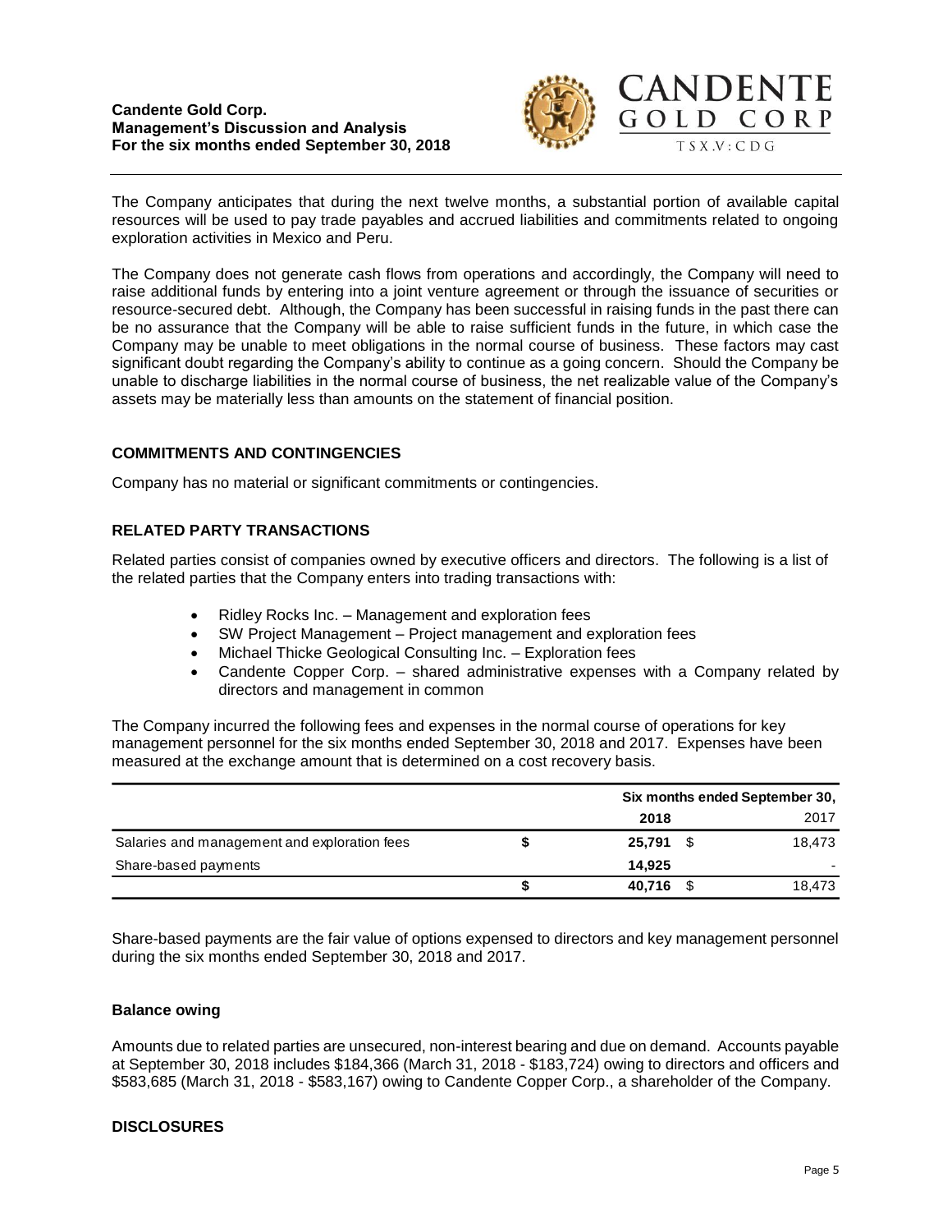The Company anticipates that during the next twelve months, a substantial portion of available capital resources will be used to pay trade payables and accrued liabilities and commitments related to ongoing exploration activities in Mexico and Peru.

The Company does not generate cash flows from operations and accordingly, the Company will need to raise additional funds by entering into a joint venture agreement or through the issuance of securities or resource-secured debt. Although, the Company has been successful in raising funds in the past there can be no assurance that the Company will be able to raise sufficient funds in the future, in which case the Company may be unable to meet obligations in the normal course of business. These factors may cast significant doubt regarding the Company's ability to continue as a going concern. Should the Company be unable to discharge liabilities in the normal course of business, the net realizable value of the Company's assets may be materially less than amounts on the statement of financial position.

## COMMITMENTS AND CONTINGENCIES

Company has no material or significant commitments or contingencies.

## RELATED PARTY TRANSACTIONS

Related parties consist of companies owned by executive officers and directors. The following is a list of the related parties that the Company enters into trading transactions with:

- Ridley Rocks Inc. – Management and exploration fees
- SW Project Management – Project management and exploration fees
- Michael Thicke Geological Consulting Inc. – Exploration fees
- Candente Copper Corp. – shared administrative expenses with a Company related by directors and management in common

The Company incurred the following fees and expenses in the normal course of operations for key management personnel for the six months ended September 30, 2018 and 2017. Expenses have been measured at the exchange amount that is determined on a cost recovery basis.

| | Six months ended September 30, | |
|---|---|---|
| | **2018** | 2017 |
| Salaries and management and exploration fees | **$ 25,791** | $ 18,473 |
| Share-based payments | **14,925** | - |
| | **$ 40,716** | $ 18,473 |

Share-based payments are the fair value of options expensed to directors and key management personnel during the six months ended September 30, 2018 and 2017.

### Balance owing

Amounts due to related parties are unsecured, non-interest bearing and due on demand. Accounts payable at September 30, 2018 includes $184,366 (March 31, 2018 - $183,724) owing to directors and officers and $583,685 (March 31, 2018 - $583,167) owing to Candente Copper Corp., a shareholder of the Company.

## DISCLOSURES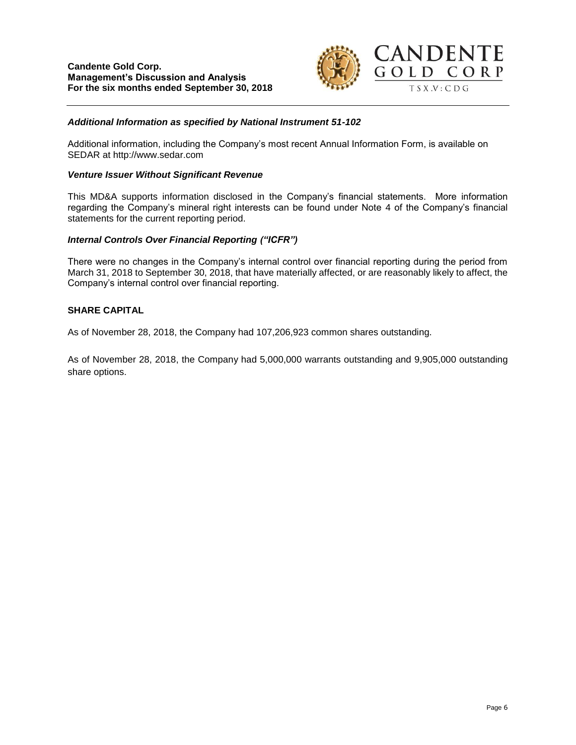### *Additional Information as specified by National Instrument 51-102*

Additional information, including the Company's most recent Annual Information Form, is available on SEDAR at http://www.sedar.com

### *Venture Issuer Without Significant Revenue*

This MD&A supports information disclosed in the Company's financial statements. More information regarding the Company's mineral right interests can be found under Note 4 of the Company's financial statements for the current reporting period.

### *Internal Controls Over Financial Reporting ("ICFR")*

There were no changes in the Company's internal control over financial reporting during the period from March 31, 2018 to September 30, 2018, that have materially affected, or are reasonably likely to affect, the Company's internal control over financial reporting.

## SHARE CAPITAL

As of November 28, 2018, the Company had 107,206,923 common shares outstanding.

As of November 28, 2018, the Company had 5,000,000 warrants outstanding and 9,905,000 outstanding share options.